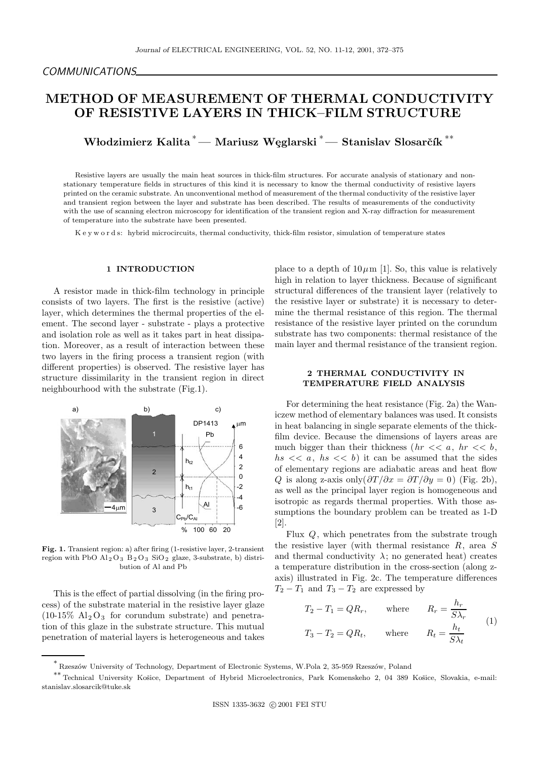COMMUNICATIONS

# METHOD OF MEASUREMENT OF THERMAL CONDUCTIVITY OF RESISTIVE LAYERS IN THICK–FILM STRUCTURE

**Włodzimierz Kalita** [*] — **Mariusz Węglarski** [*] — **Stanislav Slosarčík** [**]

Resistive layers are usually the main heat sources in thick-film structures. For accurate analysis of stationary and non-stationary temperature fields in structures of this kind it is necessary to know the thermal conductivity of resistive layers printed on the ceramic substrate. An unconventional method of measurement of the thermal conductivity of the resistive layer and transient region between the layer and substrate has been described. The results of measurements of the conductivity with the use of scanning electron microscopy for identification of the transient region and X-ray diffraction for measurement of temperature into the substrate have been presented.

K e y w o r d s: hybrid microcircuits, thermal conductivity, thick-film resistor, simulation of temperature states

## 1 INTRODUCTION

A resistor made in thick-film technology in principle consists of two layers. The first is the resistive (active) layer, which determines the thermal properties of the element. The second layer - substrate - plays a protective and isolation role as well as it takes part in heat dissipation. Moreover, as a result of interaction between these two layers in the firing process a transient region (with different properties) is observed. The resistive layer has structure dissimilarity in the transient region in direct neighbourhood with the substrate (Fig.1).

**Fig. 1.** Transient region: a) after firing (1-resistive layer, 2-transient region with PbO $Al_2O_3$ $B_2O_3$ $SiO_2$ glaze, 3-substrate, b) distribution of Al and Pb

This is the effect of partial dissolving (in the firing process) of the substrate material in the resistive layer glaze (10-15% $Al_2O_3$ for corundum substrate) and penetration of this glaze in the substrate structure. This mutual penetration of material layers is heterogeneous and takes place to a depth of $10\,\mu$m [1]. So, this value is relatively high in relation to layer thickness. Because of significant structural differences of the transient layer (relatively to the resistive layer or substrate) it is necessary to determine the thermal resistance of this region. The thermal resistance of the resistive layer printed on the corundum substrate has two components: thermal resistance of the main layer and thermal resistance of the transient region.

## 2 THERMAL CONDUCTIVITY IN TEMPERATURE FIELD ANALYSIS

For determining the heat resistance (Fig. 2a) the Waniczew method of elementary balances was used. It consists in heat balancing in single separate elements of the thick-film device. Because the dimensions of layers areas are much bigger than their thickness ($hr << a$, $hr << b$, $hs << a$, $hs << b$) it can be assumed that the sides of elementary regions are adiabatic areas and heat flow $Q$ is along z-axis only($\partial T/\partial x = \partial T/\partial y = 0$) (Fig. 2b), as well as the principal layer region is homogeneous and isotropic as regards thermal properties. With those assumptions the boundary problem can be treated as 1-D [2].

Flux $Q$, which penetrates from the substrate trough the resistive layer (with thermal resistance $R$, area $S$ and thermal conductivity $\lambda$; no generated heat) creates a temperature distribution in the cross-section (along z-axis) illustrated in Fig. 2c. The temperature differences $T_2 - T_1$ and $T_3 - T_2$ are expressed by

$$
\begin{aligned}
T_2 - T_1 &= QR_r, \qquad \text{where} \qquad R_r = \frac{h_r}{S\lambda_r} \\
T_3 - T_2 &= QR_t, \qquad \text{where} \qquad R_t = \frac{h_t}{S\lambda_t}
\end{aligned}
\tag{1}
$$

---

[*] Rzeszów University of Technology, Department of Electronic Systems, W.Pola 2, 35-959 Rzeszów, Poland

[**] Technical University Košice, Department of Hybrid Microelectronics, Park Komenskeho 2, 04 389 Košice, Slovakia, e-mail: stanislav.slosarcik@tuke.sk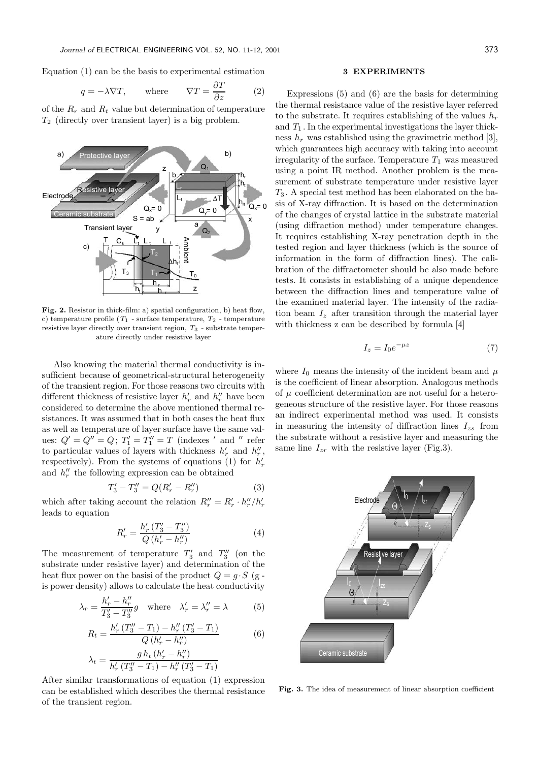Equation (1) can be the basis to experimental estimation

$$q = -\lambda \nabla T, \qquad \text{where} \qquad \nabla T = \frac{\partial T}{\partial z} \tag{2}$$

of the $R_r$ and $R_t$ value but determination of temperature $T_2$ (directly over transient layer) is a big problem.

**Fig. 2.** Resistor in thick-film: a) spatial configuration, b) heat flow, c) temperature profile ($T_1$ - surface temperature, $T_2$ - temperature resistive layer directly over transient region, $T_3$ - substrate temperature directly under resistive layer

Also knowing the material thermal conductivity is insufficient because of geometrical-structural heterogeneity of the transient region. For those reasons two circuits with different thickness of resistive layer $h'_r$ and $h''_r$ have been considered to determine the above mentioned thermal resistances. It was assumed that in both cases the heat flux as well as temperature of layer surface have the same values: $Q' = Q'' = Q$; $T'_1 = T''_1 = T$ (indexes $'$ and $''$ refer to particular values of layers with thickness $h'_r$ and $h''_r$, respectively). From the systems of equations (1) for $h'_r$ and $h''_r$ the following expression can be obtained

$$T'_3 - T''_3 = Q(R'_r - R''_r) \tag{3}$$

which after taking account the relation $R''_r = R'_r \cdot h''_r / h'_r$ leads to equation

$$R'_r = \frac{h'_r\,(T'_3 - T''_3)}{Q\,(h'_r - h''_r)} \tag{4}$$

The measurement of temperature $T'_3$ and $T''_3$ (on the substrate under resistive layer) and determination of the heat flux power on the basisi of the product $Q = g \cdot S$ (g - is power density) allows to calculate the heat conductivity

$$\lambda_r = \frac{h'_r - h''_r}{T'_3 - T''_3} g \quad \text{where} \quad \lambda'_r = \lambda''_r = \lambda \tag{5}$$

$$R_t = \frac{h'_r\,(T''_3 - T_1) - h''_r\,(T'_3 - T_1)}{Q\,(h'_r - h''_r)} \tag{6}$$

$$\lambda_t = \frac{g\,h_t\,(h'_r - h''_r)}{h'_r\,(T''_3 - T_1) - h''_r\,(T'_3 - T_1)}$$

After similar transformations of equation (1) expression can be established which describes the thermal resistance of the transient region.

## 3 EXPERIMENTS

Expressions (5) and (6) are the basis for determining the thermal resistance value of the resistive layer referred to the substrate. It requires establishing of the values $h_r$ and $T_1$. In the experimental investigations the layer thickness $h_r$ was established using the gravimetric method [3], which guarantees high accuracy with taking into account irregularity of the surface. Temperature $T_1$ was measured using a point IR method. Another problem is the measurement of substrate temperature under resistive layer $T_3$. A special test method has been elaborated on the basis of X-ray diffraction. It is based on the determination of the changes of crystal lattice in the substrate material (using diffraction method) under temperature changes. It requires establishing X-ray penetration depth in the tested region and layer thickness (which is the source of information in the form of diffraction lines). The calibration of the diffractometer should be also made before tests. It consists in establishing of a unique dependence between the diffraction lines and temperature value of the examined material layer. The intensity of the radiation beam $I_z$ after transition through the material layer with thickness z can be described by formula [4]

$$I_z = I_0 e^{-\mu z} \tag{7}$$

where $I_0$ means the intensity of the incident beam and $\mu$ is the coefficient of linear absorption. Analogous methods of $\mu$ coefficient determination are not useful for a heterogeneous structure of the resistive layer. For those reasons an indirect experimental method was used. It consists in measuring the intensity of diffraction lines $I_{zs}$ from the substrate without a resistive layer and measuring the same line $I_{zr}$ with the resistive layer (Fig.3).

**Fig. 3.** The idea of measurement of linear absorption coefficient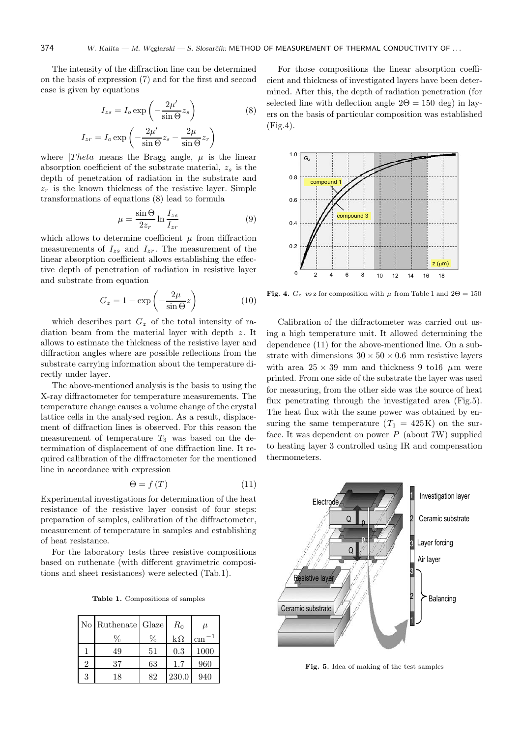The intensity of the diffraction line can be determined on the basis of expression (7) and for the first and second case is given by equations

$$I_{zs} = I_o \exp\left(-\frac{2\mu'}{\sin\Theta} z_s\right) \tag{8}$$

$$I_{zr} = I_o \exp\left(-\frac{2\mu'}{\sin\Theta} z_s - \frac{2\mu}{\sin\Theta} z_r\right)$$

where $|Theta$ means the Bragg angle, $\mu$ is the linear absorption coefficient of the substrate material, $z_s$ is the depth of penetration of radiation in the substrate and $z_r$ is the known thickness of the resistive layer. Simple transformations of equations (8) lead to formula

$$\mu = \frac{\sin\Theta}{2z_r} \ln\frac{I_{zs}}{I_{zr}} \tag{9}$$

which allows to determine coefficient $\mu$ from diffraction measurements of $I_{zs}$ and $I_{zr}$. The measurement of the linear absorption coefficient allows establishing the effective depth of penetration of radiation in resistive layer and substrate from equation

$$G_z = 1 - \exp\left(-\frac{2\mu}{\sin\Theta} z\right) \tag{10}$$

which describes part $G_z$ of the total intensity of radiation beam from the material layer with depth $z$. It allows to estimate the thickness of the resistive layer and diffraction angles where are possible reflections from the substrate carrying information about the temperature directly under layer.

The above-mentioned analysis is the basis to using the X-ray diffractometer for temperature measurements. The temperature change causes a volume change of the crystal lattice cells in the analysed region. As a result, displacement of diffraction lines is observed. For this reason the measurement of temperature $T_3$ was based on the determination of displacement of one diffraction line. It required calibration of the diffractometer for the mentioned line in accordance with expression

$$\Theta = f(T) \tag{11}$$

Experimental investigations for determination of the heat resistance of the resistive layer consist of four steps: preparation of samples, calibration of the diffractometer, measurement of temperature in samples and establishing of heat resistance.

For the laboratory tests three resistive compositions based on ruthenate (with different gravimetric compositions and sheet resistances) were selected (Tab.1).

**Table 1.** Compositions of samples

| No | Ruthenate % | Glaze % | $R_0$ kΩ | $\mu$ cm$^{-1}$ |
|---|---|---|---|---|
| 1 | 49 | 51 | 0.3 | 1000 |
| 2 | 37 | 63 | 1.7 | 960 |
| 3 | 18 | 82 | 230.0 | 940 |

For those compositions the linear absorption coefficient and thickness of investigated layers have been determined. After this, the depth of radiation penetration (for selected line with deflection angle $2\Theta = 150$ deg) in layers on the basis of particular composition was established (Fig.4).

**Fig. 4.** $G_z$ *vs* z for composition with $\mu$ from Table 1 and $2\Theta = 150$

Calibration of the diffractometer was carried out using a high temperature unit. It allowed determining the dependence (11) for the above-mentioned line. On a substrate with dimensions $30 \times 50 \times 0.6$ mm resistive layers with area $25 \times 39$ mm and thickness 9 to16 $\mu$m were printed. From one side of the substrate the layer was used for measuring, from the other side was the source of heat flux penetrating through the investigated area (Fig.5). The heat flux with the same power was obtained by ensuring the same temperature ($T_1 = 425$ K) on the surface. It was dependent on power $P$ (about 7W) supplied to heating layer 3 controlled using IR and compensation thermometers.

**Fig. 5.** Idea of making of the test samples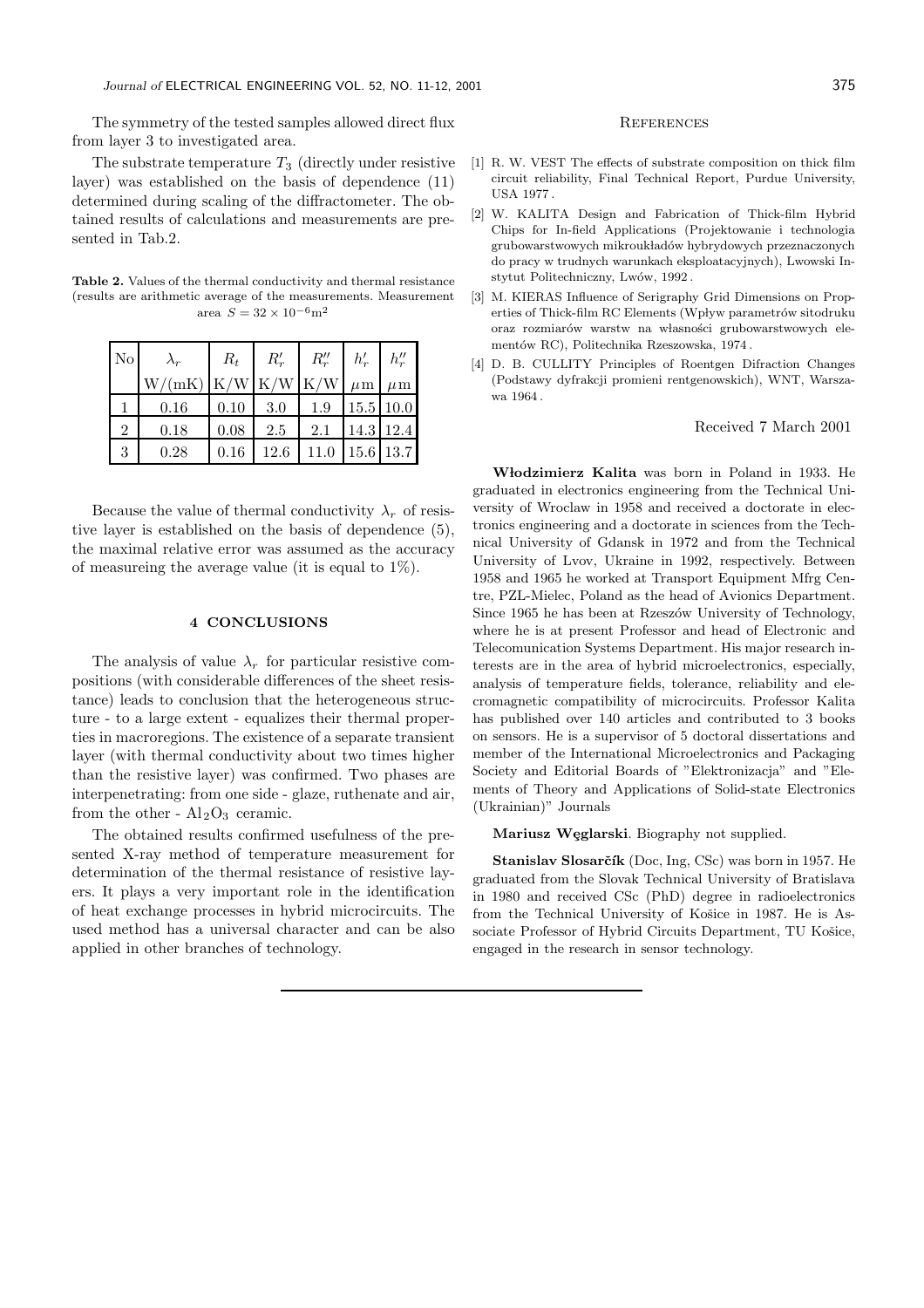The symmetry of the tested samples allowed direct flux from layer 3 to investigated area.

The substrate temperature $T_3$ (directly under resistive layer) was established on the basis of dependence (11) determined during scaling of the diffractometer. The obtained results of calculations and measurements are presented in Tab.2.

**Table 2.** Values of the thermal conductivity and thermal resistance (results are arithmetic average of the measurements. Measurement area $S = 32 \times 10^{-6}\text{m}^2$

| No | $\lambda_r$ | $R_t$ | $R'_r$ | $R''_r$ | $h'_r$ | $h''_r$ |
|---|---|---|---|---|---|---|
| | W/(mK) | K/W | K/W | K/W | $\mu$m | $\mu$m |
| 1 | 0.16 | 0.10 | 3.0 | 1.9 | 15.5 | 10.0 |
| 2 | 0.18 | 0.08 | 2.5 | 2.1 | 14.3 | 12.4 |
| 3 | 0.28 | 0.16 | 12.6 | 11.0 | 15.6 | 13.7 |

Because the value of thermal conductivity $\lambda_r$ of resistive layer is established on the basis of dependence (5), the maximal relative error was assumed as the accuracy of measureing the average value (it is equal to 1%).

## 4 CONCLUSIONS

The analysis of value $\lambda_r$ for particular resistive compositions (with considerable differences of the sheet resistance) leads to conclusion that the heterogeneous structure - to a large extent - equalizes their thermal properties in macroregions. The existence of a separate transient layer (with thermal conductivity about two times higher than the resistive layer) was confirmed. Two phases are interpenetrating: from one side - glaze, ruthenate and air, from the other - $Al_2O_3$ ceramic.

The obtained results confirmed usefulness of the presented X-ray method of temperature measurement for determination of the thermal resistance of resistive layers. It plays a very important role in the identification of heat exchange processes in hybrid microcircuits. The used method has a universal character and can be also applied in other branches of technology.

## References

[1] R. W. VEST The effects of substrate composition on thick film circuit reliability, Final Technical Report, Purdue University, USA 1977 .

[2] W. KALITA Design and Fabrication of Thick-film Hybrid Chips for In-field Applications (Projektowanie i technologia grubowarstwowych mikroukładów hybrydowych przeznaczonych do pracy w trudnych warunkach eksploatacyjnych), Lwowski Instytut Politechniczny, Lwów, 1992 .

[3] M. KIERAS Influence of Serigraphy Grid Dimensions on Properties of Thick-film RC Elements (Wpływ parametrów sitodruku oraz rozmiarów warstw na własności grubowarstwowych elementów RC), Politechnika Rzeszowska, 1974 .

[4] D. B. CULLITY Principles of Roentgen Difraction Changes (Podstawy dyfrakcji promieni rentgenowskich), WNT, Warszawa 1964 .

Received 7 March 2001

**Włodzimierz Kalita** was born in Poland in 1933. He graduated in electronics engineering from the Technical University of Wroclaw in 1958 and received a doctorate in electronics engineering and a doctorate in sciences from the Technical University of Gdansk in 1972 and from the Technical University of Lvov, Ukraine in 1992, respectively. Between 1958 and 1965 he worked at Transport Equipment Mfrg Centre, PZL-Mielec, Poland as the head of Avionics Department. Since 1965 he has been at Rzeszów University of Technology, where he is at present Professor and head of Electronic and Telecomunication Systems Department. His major research interests are in the area of hybrid microelectronics, especially, analysis of temperature fields, tolerance, reliability and elecromagnetic compatibility of microcircuits. Professor Kalita has published over 140 articles and contributed to 3 books on sensors. He is a supervisor of 5 doctoral dissertations and member of the International Microelectronics and Packaging Society and Editorial Boards of "Elektronizacja" and "Elements of Theory and Applications of Solid-state Electronics (Ukrainian)" Journals

**Mariusz Węglarski**. Biography not supplied.

**Stanislav Slosarčík** (Doc, Ing, CSc) was born in 1957. He graduated from the Slovak Technical University of Bratislava in 1980 and received CSc (PhD) degree in radioelectronics from the Technical University of Košice in 1987. He is Associate Professor of Hybrid Circuits Department, TU Košice, engaged in the research in sensor technology.